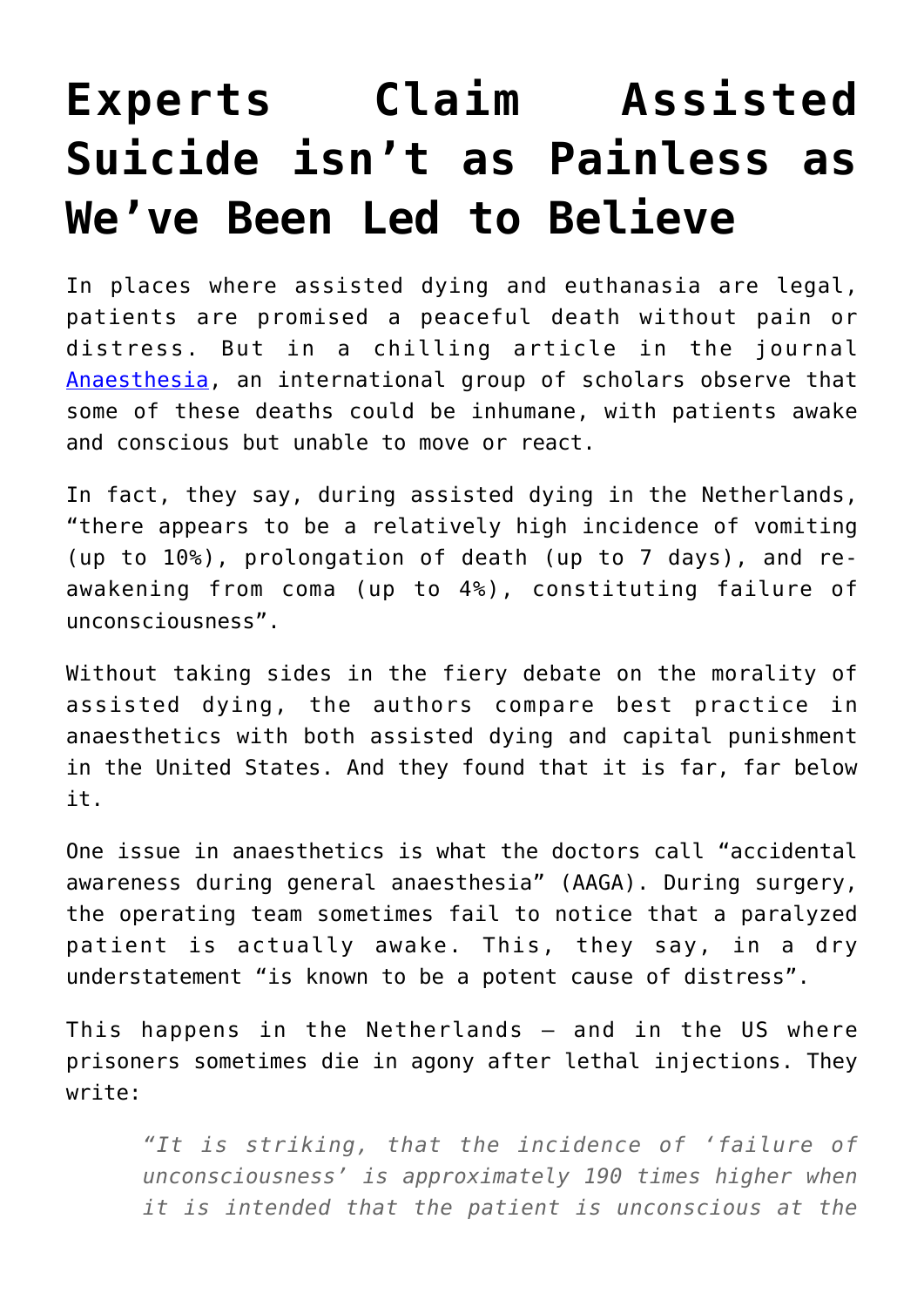# Experts Claim Assisted Suicide isn't as Painless as We've Been Led to Believe

In places where assisted dying and euthanasia are legal, patients are promised a peaceful death without pain or distress. But in a chilling article in the journal [Anaesthesia](), an international group of scholars observe that some of these deaths could be inhumane, with patients awake and conscious but unable to move or react.

In fact, they say, during assisted dying in the Netherlands, "there appears to be a relatively high incidence of vomiting (up to 10%), prolongation of death (up to 7 days), and re-awakening from coma (up to 4%), constituting failure of unconsciousness".

Without taking sides in the fiery debate on the morality of assisted dying, the authors compare best practice in anaesthetics with both assisted dying and capital punishment in the United States. And they found that it is far, far below it.

One issue in anaesthetics is what the doctors call "accidental awareness during general anaesthesia" (AAGA). During surgery, the operating team sometimes fail to notice that a paralyzed patient is actually awake. This, they say, in a dry understatement "is known to be a potent cause of distress".

This happens in the Netherlands – and in the US where prisoners sometimes die in agony after lethal injections. They write:

> *"It is striking, that the incidence of 'failure of unconsciousness' is approximately 190 times higher when it is intended that the patient is unconscious at the*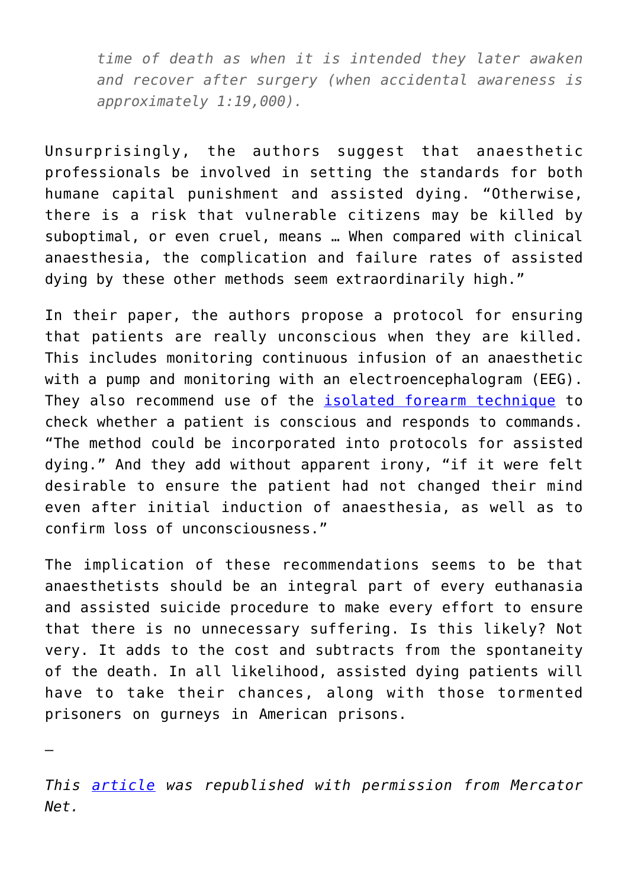*time of death as when it is intended they later awaken and recover after surgery (when accidental awareness is approximately 1:19,000).*

Unsurprisingly, the authors suggest that anaesthetic professionals be involved in setting the standards for both humane capital punishment and assisted dying. “Otherwise, there is a risk that vulnerable citizens may be killed by suboptimal, or even cruel, means … When compared with clinical anaesthesia, the complication and failure rates of assisted dying by these other methods seem extraordinarily high.”

In their paper, the authors propose a protocol for ensuring that patients are really unconscious when they are killed. This includes monitoring continuous infusion of an anaesthetic with a pump and monitoring with an electroencephalogram (EEG). They also recommend use of the [isolated forearm technique](isolated forearm technique) to check whether a patient is conscious and responds to commands. “The method could be incorporated into protocols for assisted dying.” And they add without apparent irony, “if it were felt desirable to ensure the patient had not changed their mind even after initial induction of anaesthesia, as well as to confirm loss of unconsciousness.”

The implication of these recommendations seems to be that anaesthetists should be an integral part of every euthanasia and assisted suicide procedure to make every effort to ensure that there is no unnecessary suffering. Is this likely? Not very. It adds to the cost and subtracts from the spontaneity of the death. In all likelihood, assisted dying patients will have to take their chances, along with those tormented prisoners on gurneys in American prisons.

–

*This [article](article) was republished with permission from Mercator Net.*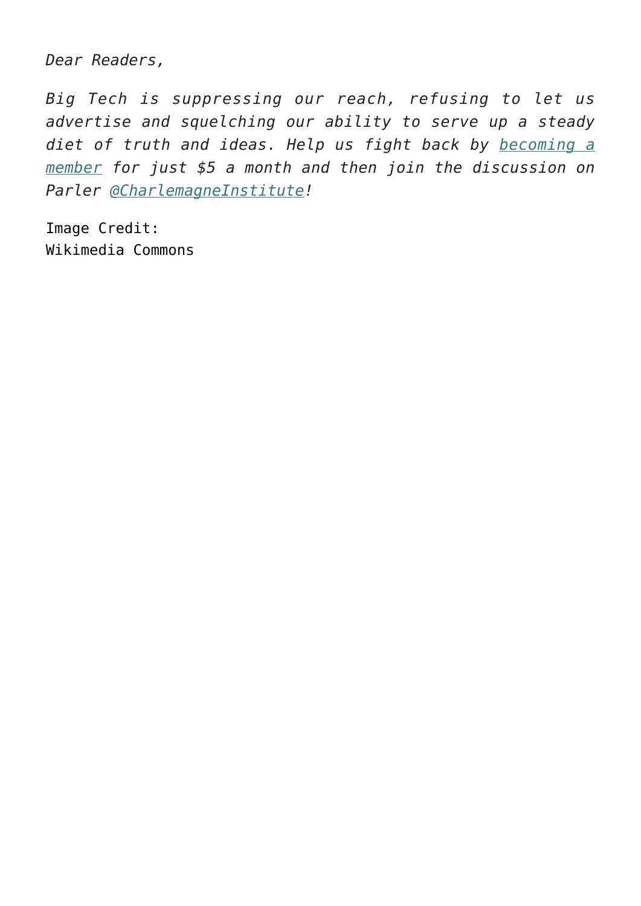*Dear Readers,*

*Big Tech is suppressing our reach, refusing to let us advertise and squelching our ability to serve up a steady diet of truth and ideas. Help us fight back by [becoming a member](#) for just $5 a month and then join the discussion on Parler [@CharlemagneInstitute](#)!*

Image Credit:
Wikimedia Commons